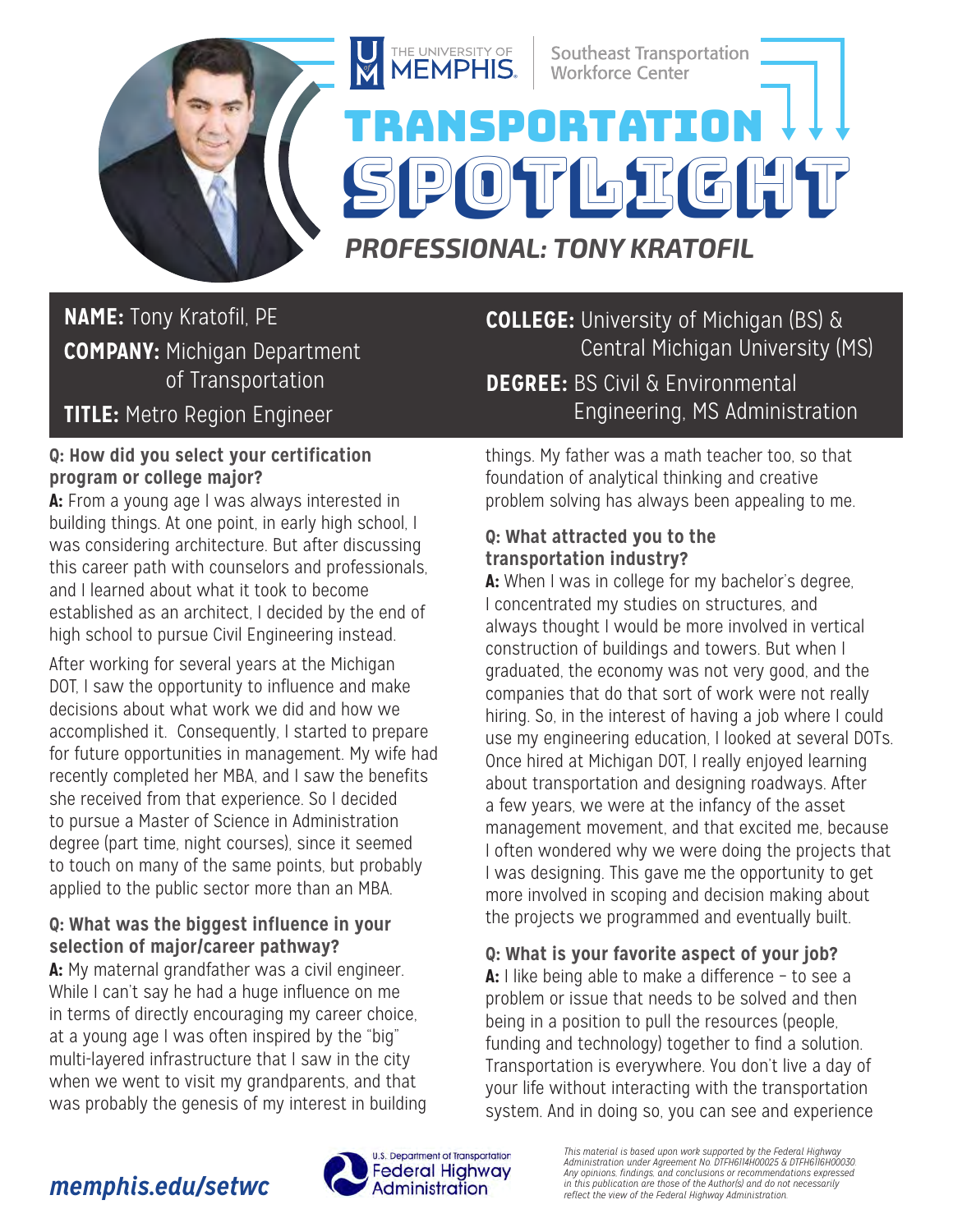THE UNIVERSITY OF MEMPHIS | Southeast Transportation Workforce Center

# TRANSPORTATION SPOTLIGHT

## *PROFESSIONAL: TONY KRATOFIL*

**NAME:** Tony Kratofil, PE
**COMPANY:** Michigan Department of Transportation
**TITLE:** Metro Region Engineer

**COLLEGE:** University of Michigan (BS) & Central Michigan University (MS)
**DEGREE:** BS Civil & Environmental Engineering, MS Administration

### Q: How did you select your certification program or college major?

**A:** From a young age I was always interested in building things. At one point, in early high school, I was considering architecture. But after discussing this career path with counselors and professionals, and I learned about what it took to become established as an architect, I decided by the end of high school to pursue Civil Engineering instead.

After working for several years at the Michigan DOT, I saw the opportunity to influence and make decisions about what work we did and how we accomplished it. Consequently, I started to prepare for future opportunities in management. My wife had recently completed her MBA, and I saw the benefits she received from that experience. So I decided to pursue a Master of Science in Administration degree (part time, night courses), since it seemed to touch on many of the same points, but probably applied to the public sector more than an MBA.

### Q: What was the biggest influence in your selection of major/career pathway?

**A:** My maternal grandfather was a civil engineer. While I can't say he had a huge influence on me in terms of directly encouraging my career choice, at a young age I was often inspired by the "big" multi-layered infrastructure that I saw in the city when we went to visit my grandparents, and that was probably the genesis of my interest in building things. My father was a math teacher too, so that foundation of analytical thinking and creative problem solving has always been appealing to me.

### Q: What attracted you to the transportation industry?

**A:** When I was in college for my bachelor's degree, I concentrated my studies on structures, and always thought I would be more involved in vertical construction of buildings and towers. But when I graduated, the economy was not very good, and the companies that do that sort of work were not really hiring. So, in the interest of having a job where I could use my engineering education, I looked at several DOTs. Once hired at Michigan DOT, I really enjoyed learning about transportation and designing roadways. After a few years, we were at the infancy of the asset management movement, and that excited me, because I often wondered why we were doing the projects that I was designing. This gave me the opportunity to get more involved in scoping and decision making about the projects we programmed and eventually built.

### Q: What is your favorite aspect of your job?

**A:** I like being able to make a difference – to see a problem or issue that needs to be solved and then being in a position to pull the resources (people, funding and technology) together to find a solution. Transportation is everywhere. You don't live a day of your life without interacting with the transportation system. And in doing so, you can see and experience

*memphis.edu/setwc*

U.S. Department of Transportation Federal Highway Administration

*This material is based upon work supported by the Federal Highway Administration under Agreement No. DTFH6114H00025 & DTFH6116H00030. Any opinions, findings, and conclusions or recommendations expressed in this publication are those of the Author(s) and do not necessarily reflect the view of the Federal Highway Administration.*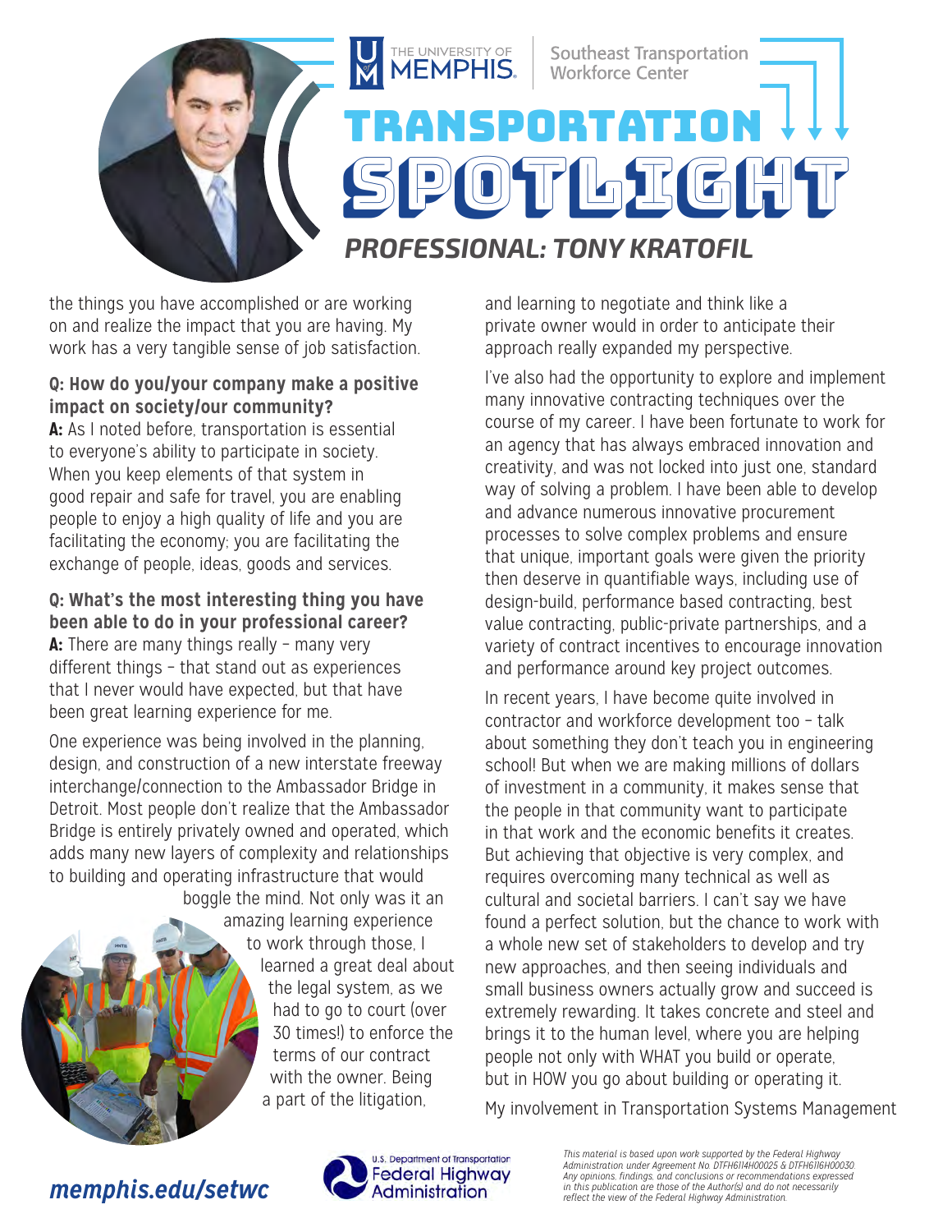# TRANSPORTATION SPOTLIGHT

## PROFESSIONAL: TONY KRATOFIL

the things you have accomplished or are working on and realize the impact that you are having. My work has a very tangible sense of job satisfaction.

**Q: How do you/your company make a positive impact on society/our community?**

**A:** As I noted before, transportation is essential to everyone's ability to participate in society. When you keep elements of that system in good repair and safe for travel, you are enabling people to enjoy a high quality of life and you are facilitating the economy; you are facilitating the exchange of people, ideas, goods and services.

**Q: What's the most interesting thing you have been able to do in your professional career?**

**A:** There are many things really – many very different things – that stand out as experiences that I never would have expected, but that have been great learning experience for me.

One experience was being involved in the planning, design, and construction of a new interstate freeway interchange/connection to the Ambassador Bridge in Detroit. Most people don't realize that the Ambassador Bridge is entirely privately owned and operated, which adds many new layers of complexity and relationships to building and operating infrastructure that would boggle the mind. Not only was it an amazing learning experience to work through those, I learned a great deal about the legal system, as we had to go to court (over 30 times!) to enforce the terms of our contract with the owner. Being a part of the litigation, and learning to negotiate and think like a private owner would in order to anticipate their approach really expanded my perspective.

I've also had the opportunity to explore and implement many innovative contracting techniques over the course of my career. I have been fortunate to work for an agency that has always embraced innovation and creativity, and was not locked into just one, standard way of solving a problem. I have been able to develop and advance numerous innovative procurement processes to solve complex problems and ensure that unique, important goals were given the priority then deserve in quantifiable ways, including use of design-build, performance based contracting, best value contracting, public-private partnerships, and a variety of contract incentives to encourage innovation and performance around key project outcomes.

In recent years, I have become quite involved in contractor and workforce development too – talk about something they don't teach you in engineering school! But when we are making millions of dollars of investment in a community, it makes sense that the people in that community want to participate in that work and the economic benefits it creates. But achieving that objective is very complex, and requires overcoming many technical as well as cultural and societal barriers. I can't say we have found a perfect solution, but the chance to work with a whole new set of stakeholders to develop and try new approaches, and then seeing individuals and small business owners actually grow and succeed is extremely rewarding. It takes concrete and steel and brings it to the human level, where you are helping people not only with WHAT you build or operate, but in HOW you go about building or operating it.

My involvement in Transportation Systems Management

*This material is based upon work supported by the Federal Highway Administration under Agreement No. DTFH61I4H00025 & DTFH61I6H00030. Any opinions, findings, and conclusions or recommendations expressed in this publication are those of the Author(s) and do not necessarily reflect the view of the Federal Highway Administration.*

***memphis.edu/setwc***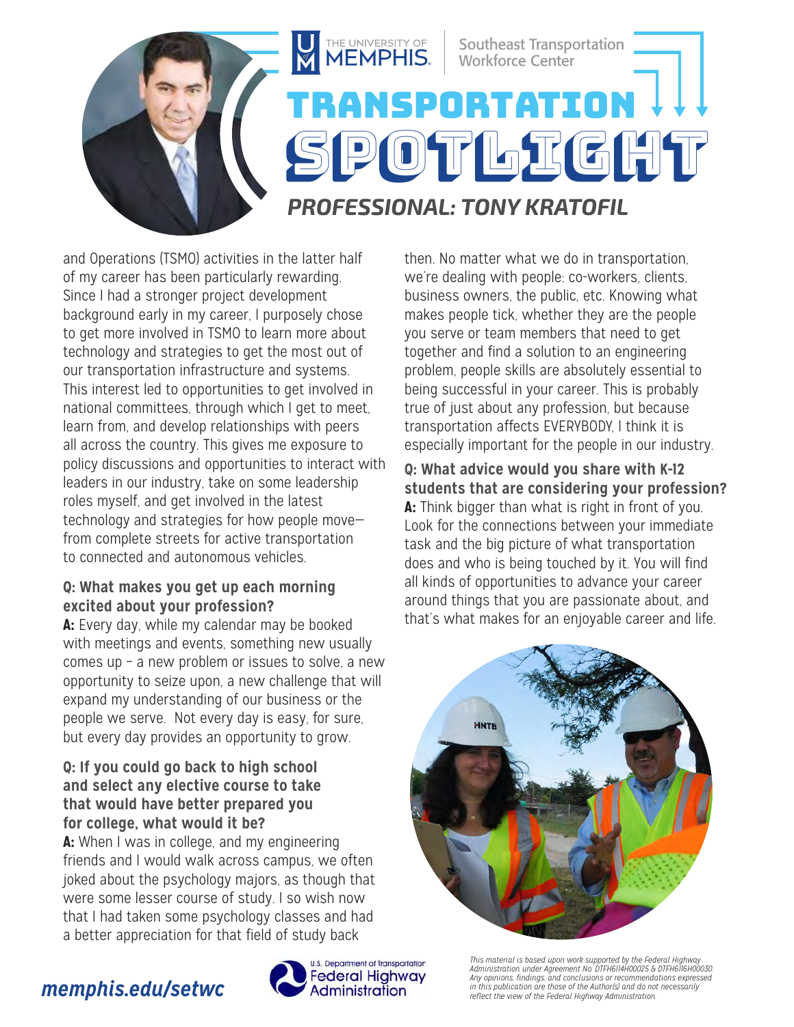THE UNIVERSITY OF MEMPHIS | Southeast Transportation Workforce Center

# TRANSPORTATION SPOTLIGHT

## PROFESSIONAL: TONY KRATOFIL

and Operations (TSMO) activities in the latter half of my career has been particularly rewarding. Since I had a stronger project development background early in my career, I purposely chose to get more involved in TSMO to learn more about technology and strategies to get the most out of our transportation infrastructure and systems. This interest led to opportunities to get involved in national committees, through which I get to meet, learn from, and develop relationships with peers all across the country. This gives me exposure to policy discussions and opportunities to interact with leaders in our industry, take on some leadership roles myself, and get involved in the latest technology and strategies for how people move—from complete streets for active transportation to connected and autonomous vehicles.

**Q: What makes you get up each morning excited about your profession?**

**A:** Every day, while my calendar may be booked with meetings and events, something new usually comes up – a new problem or issues to solve, a new opportunity to seize upon, a new challenge that will expand my understanding of our business or the people we serve. Not every day is easy, for sure, but every day provides an opportunity to grow.

**Q: If you could go back to high school and select any elective course to take that would have better prepared you for college, what would it be?**

**A:** When I was in college, and my engineering friends and I would walk across campus, we often joked about the psychology majors, as though that were some lesser course of study. I so wish now that I had taken some psychology classes and had a better appreciation for that field of study back then. No matter what we do in transportation, we're dealing with people: co-workers, clients, business owners, the public, etc. Knowing what makes people tick, whether they are the people you serve or team members that need to get together and find a solution to an engineering problem, people skills are absolutely essential to being successful in your career. This is probably true of just about any profession, but because transportation affects EVERYBODY, I think it is especially important for the people in our industry.

**Q: What advice would you share with K-12 students that are considering your profession?**

**A:** Think bigger than what is right in front of you. Look for the connections between your immediate task and the big picture of what transportation does and who is being touched by it. You will find all kinds of opportunities to advance your career around things that you are passionate about, and that's what makes for an enjoyable career and life.

***memphis.edu/setwc***

U.S. Department of Transportation Federal Highway Administration

*This material is based upon work supported by the Federal Highway Administration under Agreement No. DTFH6114H00025 & DTFH6116H00030. Any opinions, findings, and conclusions or recommendations expressed in this publication are those of the Author(s) and do not necessarily reflect the view of the Federal Highway Administration.*